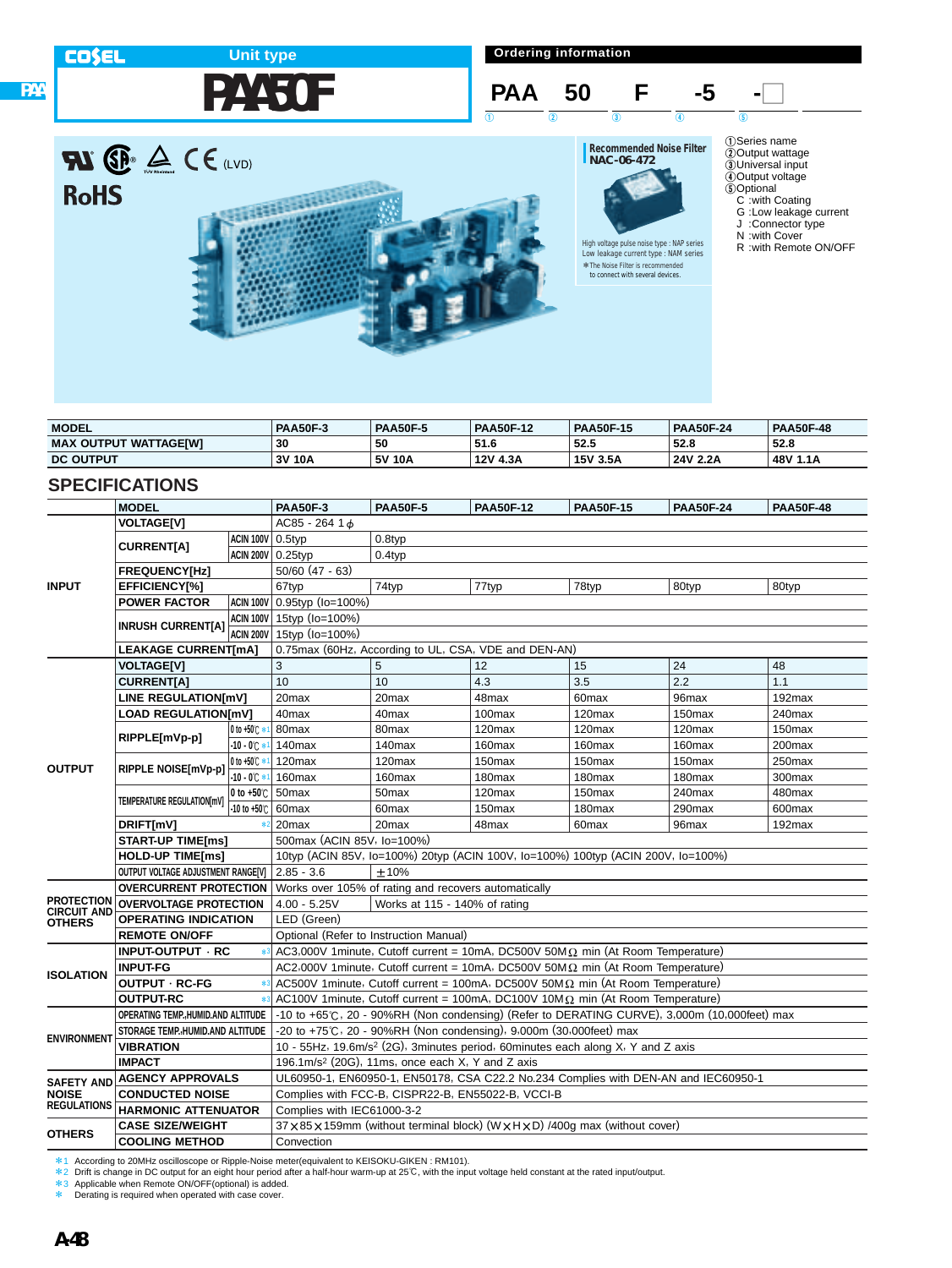# PAA50F

Unit type

## Ordering information

PAA 50 F -5 -□

① ② ③ ④ ⑤

①Series name
②Output wattage
③Universal input
④Output voltage
⑤Optional
C :with Coating
G :Low leakage current
J :Connector type
N :with Cover
R :with Remote ON/OFF

(LVD)

RoHS

**Recommended Noise Filter**
**NAC-06-472**

High voltage pulse noise type : NAP series
Low leakage current type : NAM series
*The Noise Filter is recommended to connect with several devices.

| MODEL | PAA50F-3 | PAA50F-5 | PAA50F-12 | PAA50F-15 | PAA50F-24 | PAA50F-48 |
|---|---|---|---|---|---|---|
| MAX OUTPUT WATTAGE[W] | 30 | 50 | 51.6 | 52.5 | 52.8 | 52.8 |
| DC OUTPUT | 3V 10A | 5V 10A | 12V 4.3A | 15V 3.5A | 24V 2.2A | 48V 1.1A |

## SPECIFICATIONS

| | MODEL | | PAA50F-3 | PAA50F-5 | PAA50F-12 | PAA50F-15 | PAA50F-24 | PAA50F-48 |
|---|---|---|---|---|---|---|---|---|
| INPUT | VOLTAGE[V] | | AC85 - 264 1φ | | | | | |
| | CURRENT[A] | ACIN 100V | 0.5typ | 0.8typ | | | | |
| | | ACIN 200V | 0.25typ | 0.4typ | | | | |
| | FREQUENCY[Hz] | | 50/60 (47 - 63) | | | | | |
| | EFFICIENCY[%] | | 67typ | 74typ | 77typ | 78typ | 80typ | 80typ |
| | POWER FACTOR | ACIN 100V | 0.95typ (Io=100%) | | | | | |
| | INRUSH CURRENT[A] | ACIN 100V | 15typ (Io=100%) | | | | | |
| | | ACIN 200V | 15typ (Io=100%) | | | | | |
| | LEAKAGE CURRENT[mA] | | 0.75max (60Hz, According to UL, CSA, VDE and DEN-AN) | | | | | |
| OUTPUT | VOLTAGE[V] | | 3 | 5 | 12 | 15 | 24 | 48 |
| | CURRENT[A] | | 10 | 10 | 4.3 | 3.5 | 2.2 | 1.1 |
| | LINE REGULATION[mV] | | 20max | 20max | 48max | 60max | 96max | 192max |
| | LOAD REGULATION[mV] | | 40max | 40max | 100max | 120max | 150max | 240max |
| | RIPPLE[mVp-p] | 0 to +50℃ *1 | 80max | 80max | 120max | 120max | 120max | 150max |
| | | -10 - 0℃ *1 | 140max | 140max | 160max | 160max | 160max | 200max |
| | RIPPLE NOISE[mVp-p] | 0 to +50℃ *1 | 120max | 120max | 150max | 150max | 150max | 250max |
| | | -10 - 0℃ *1 | 160max | 160max | 180max | 180max | 180max | 300max |
| | TEMPERATURE REGULATION[mV] | 0 to +50℃ | 50max | 50max | 120max | 150max | 240max | 480max |
| | | -10 to +50℃ | 60max | 60max | 150max | 180max | 290max | 600max |
| | DRIFT[mV] | *2 | 20max | 20max | 48max | 60max | 96max | 192max |
| | START-UP TIME[ms] | | 500max (ACIN 85V, Io=100%) | | | | | |
| | HOLD-UP TIME[ms] | | 10typ (ACIN 85V, Io=100%) 20typ (ACIN 100V, Io=100%) 100typ (ACIN 200V, Io=100%) | | | | | |
| | OUTPUT VOLTAGE ADJUSTMENT RANGE[V] | | 2.85 - 3.6 | ±10% | | | | |
| PROTECTION CIRCUIT AND OTHERS | OVERCURRENT PROTECTION | | Works over 105% of rating and recovers automatically | | | | | |
| | OVERVOLTAGE PROTECTION | | 4.00 - 5.25V | Works at 115 - 140% of rating | | | | |
| | OPERATING INDICATION | | LED (Green) | | | | | |
| | REMOTE ON/OFF | | Optional (Refer to Instruction Manual) | | | | | |
| ISOLATION | INPUT-OUTPUT · RC | *3 | AC3,000V 1minute, Cutoff current = 10mA, DC500V 50MΩ min (At Room Temperature) | | | | | |
| | INPUT-FG | | AC2,000V 1minute, Cutoff current = 10mA, DC500V 50MΩ min (At Room Temperature) | | | | | |
| | OUTPUT · RC-FG | *3 | AC500V 1minute, Cutoff current = 100mA, DC500V 50MΩ min (At Room Temperature) | | | | | |
| | OUTPUT-RC | *3 | AC100V 1minute, Cutoff current = 100mA, DC100V 10MΩ min (At Room Temperature) | | | | | |
| ENVIRONMENT | OPERATING TEMP.,HUMID.AND ALTITUDE | | -10 to +65℃, 20 - 90%RH (Non condensing) (Refer to DERATING CURVE), 3,000m (10,000feet) max | | | | | |
| | STORAGE TEMP.,HUMID.AND ALTITUDE | | -20 to +75℃, 20 - 90%RH (Non condensing), 9,000m (30,000feet) max | | | | | |
| | VIBRATION | | 10 - 55Hz, 19.6m/s² (2G), 3minutes period, 60minutes each along X, Y and Z axis | | | | | |
| | IMPACT | | 196.1m/s² (20G), 11ms, once each X, Y and Z axis | | | | | |
| SAFETY AND NOISE REGULATIONS | AGENCY APPROVALS | | UL60950-1, EN60950-1, EN50178, CSA C22.2 No.234 Complies with DEN-AN and IEC60950-1 | | | | | |
| | CONDUCTED NOISE | | Complies with FCC-B, CISPR22-B, EN55022-B, VCCI-B | | | | | |
| | HARMONIC ATTENUATOR | | Complies with IEC61000-3-2 | | | | | |
| OTHERS | CASE SIZE/WEIGHT | | 37×85×159mm (without terminal block) (W×H×D) /400g max (without cover) | | | | | |
| | COOLING METHOD | | Convection | | | | | |

*1 According to 20MHz oscilloscope or Ripple-Noise meter(equivalent to KEISOKU-GIKEN : RM101).
*2 Drift is change in DC output for an eight hour period after a half-hour warm-up at 25℃, with the input voltage held constant at the rated input/output.
*3 Applicable when Remote ON/OFF(optional) is added.
* Derating is required when operated with case cover.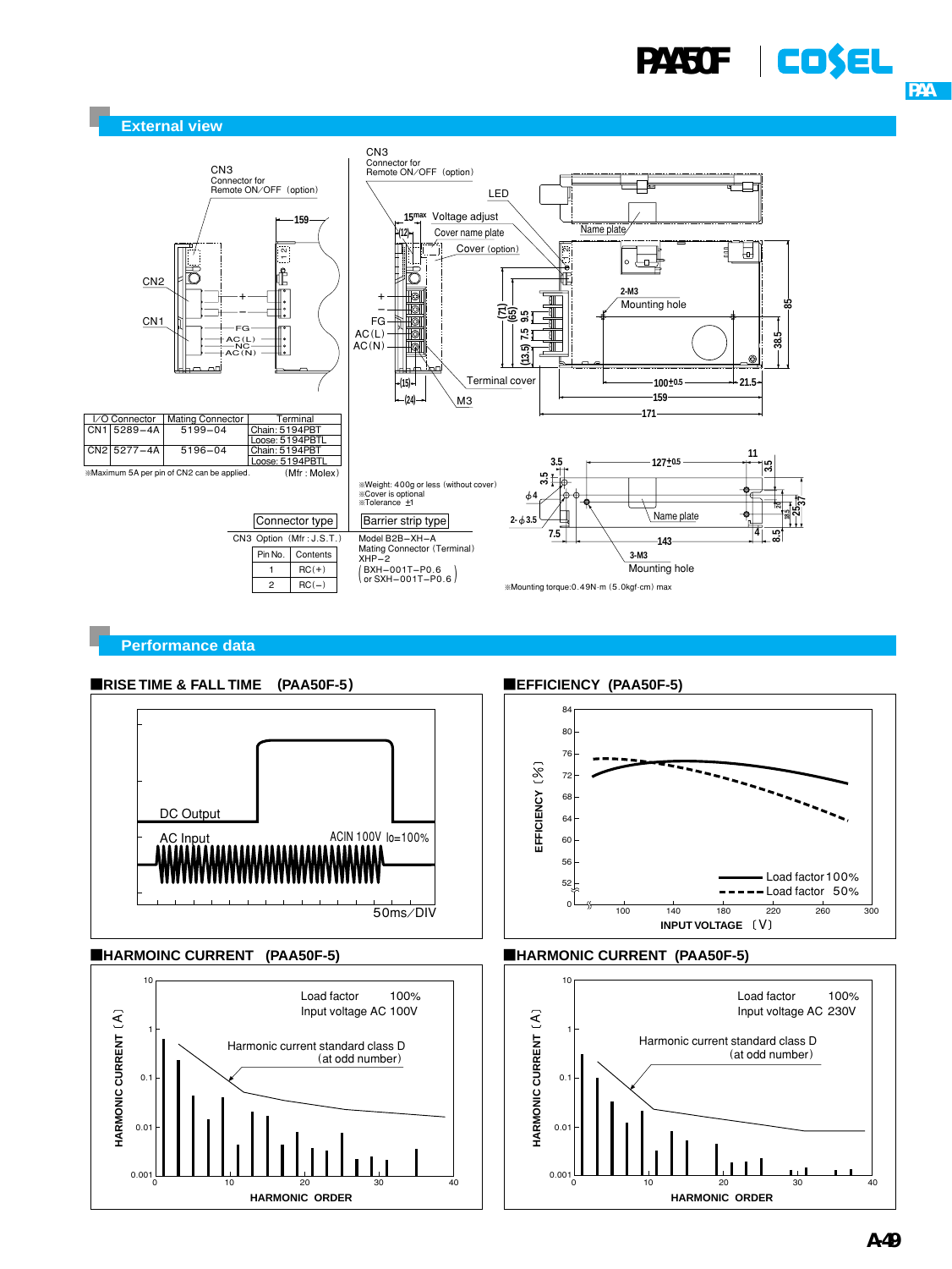## External view

CN3
Connector for
Remote ON/OFF (option)

| I/O Connector | | Mating Connector | Terminal |
|---|---|---|---|
| CN1 | 5289−4A | 5199−04 | Chain: 5194PBT Loose: 5194PBTL |
| CN2 | 5277−4A | 5196−04 | Chain: 5194PBT Loose: 5194PBTL |

※Maximum 5A per pin of CN2 can be applied. (Mfr : Molex)

※Weight: 400g or less (without cover)
※Cover is optional
※Tolerance ±1

Connector type

Barrier strip type

CN3 Option (Mfr : J.S.T.)

| Pin No. | Contents |
|---|---|
| 1 | RC(+) |
| 2 | RC(−) |

Model B2B−XH−A
Mating Connector (Terminal)
XHP−2
(BXH−001T−P0.6 or SXH−001T−P0.6)

※Mounting torque:0.49N·m (5.0kgf·cm) max

## Performance data

### RISE TIME & FALL TIME (PAA50F-5)

DC Output
AC Input
ACIN 100V Io=100%
50ms/DIV

### EFFICIENCY (PAA50F-5)

EFFICIENCY [%]
INPUT VOLTAGE [V]
Load factor 100%
Load factor 50%

### HARMOINC CURRENT (PAA50F-5)

Load factor 100%
Input voltage AC 100V
Harmonic current standard class D (at odd number)
HARMONIC CURRENT [A]
HARMONIC ORDER

### HARMONIC CURRENT (PAA50F-5)

Load factor 100%
Input voltage AC 230V
Harmonic current standard class D (at odd number)
HARMONIC CURRENT [A]
HARMONIC ORDER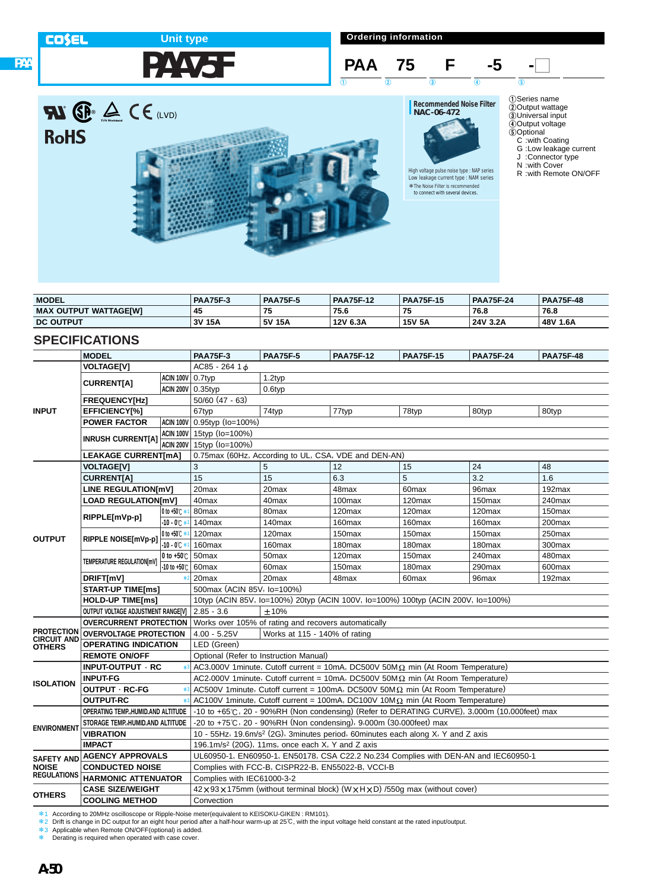COSEL Unit type

# PAA75F

## Ordering information

PAA 75 F -5 -☐

① ② ③ ④ ⑤

①Series name
②Output wattage
③Universal input
④Output voltage
⑤Optional
C :with Coating
G :Low leakage current
J :Connector type
N :with Cover
R :with Remote ON/OFF

(LVD)

RoHS

**Recommended Noise Filter**
**NAC-06-472**

High voltage pulse noise type : NAP series
Low leakage current type : NAM series
*The Noise Filter is recommended to connect with several devices.

| MODEL | PAA75F-3 | PAA75F-5 | PAA75F-12 | PAA75F-15 | PAA75F-24 | PAA75F-48 |
|---|---|---|---|---|---|---|
| MAX OUTPUT WATTAGE[W] | 45 | 75 | 75.6 | 75 | 76.8 | 76.8 |
| DC OUTPUT | 3V 15A | 5V 15A | 12V 6.3A | 15V 5A | 24V 3.2A | 48V 1.6A |

## SPECIFICATIONS

| | MODEL | | PAA75F-3 | PAA75F-5 | PAA75F-12 | PAA75F-15 | PAA75F-24 | PAA75F-48 |
|---|---|---|---|---|---|---|---|---|
| INPUT | VOLTAGE[V] | | AC85 - 264 1φ | | | | | |
| | CURRENT[A] | ACIN 100V | 0.7typ | 1.2typ | | | | |
| | | ACIN 200V | 0.35typ | 0.6typ | | | | |
| | FREQUENCY[Hz] | | 50/60 (47 - 63) | | | | | |
| | EFFICIENCY[%] | | 67typ | 74typ | 77typ | 78typ | 80typ | 80typ |
| | POWER FACTOR | ACIN 100V | 0.95typ (Io=100%) | | | | | |
| | INRUSH CURRENT[A] | ACIN 100V | 15typ (Io=100%) | | | | | |
| | | ACIN 200V | 15typ (Io=100%) | | | | | |
| | LEAKAGE CURRENT[mA] | | 0.75max (60Hz, According to UL, CSA, VDE and DEN-AN) | | | | | |
| OUTPUT | VOLTAGE[V] | | 3 | 5 | 12 | 15 | 24 | 48 |
| | CURRENT[A] | | 15 | 15 | 6.3 | 5 | 3.2 | 1.6 |
| | LINE REGULATION[mV] | | 20max | 20max | 48max | 60max | 96max | 192max |
| | LOAD REGULATION[mV] | | 40max | 40max | 100max | 120max | 150max | 240max |
| | RIPPLE[mVp-p] | 0 to +50℃ *1 | 80max | 80max | 120max | 120max | 120max | 150max |
| | | -10 - 0℃ *1 | 140max | 140max | 160max | 160max | 160max | 200max |
| | RIPPLE NOISE[mVp-p] | 0 to +50℃ *1 | 120max | 120max | 150max | 150max | 150max | 250max |
| | | -10 - 0℃ *1 | 160max | 160max | 180max | 180max | 180max | 300max |
| | TEMPERATURE REGULATION[mV] | 0 to +50℃ | 50max | 50max | 120max | 150max | 240max | 480max |
| | | -10 to +50℃ | 60max | 60max | 150max | 180max | 290max | 600max |
| | DRIFT[mV] | *2 | 20max | 20max | 48max | 60max | 96max | 192max |
| | START-UP TIME[ms] | | 500max (ACIN 85V, Io=100%) | | | | | |
| | HOLD-UP TIME[ms] | | 10typ (ACIN 85V, Io=100%) 20typ (ACIN 100V, Io=100%) 100typ (ACIN 200V, Io=100%) | | | | | |
| | OUTPUT VOLTAGE ADJUSTMENT RANGE[V] | | 2.85 - 3.6 | ±10% | | | | |
| PROTECTION CIRCUIT AND OTHERS | OVERCURRENT PROTECTION | | Works over 105% of rating and recovers automatically | | | | | |
| | OVERVOLTAGE PROTECTION | | 4.00 - 5.25V | Works at 115 - 140% of rating | | | | |
| | OPERATING INDICATION | | LED (Green) | | | | | |
| | REMOTE ON/OFF | | Optional (Refer to Instruction Manual) | | | | | |
| ISOLATION | INPUT-OUTPUT · RC | *3 | AC3,000V 1minute, Cutoff current = 10mA, DC500V 50MΩ min (At Room Temperature) | | | | | |
| | INPUT-FG | | AC2,000V 1minute, Cutoff current = 10mA, DC500V 50MΩ min (At Room Temperature) | | | | | |
| | OUTPUT · RC-FG | *3 | AC500V 1minute, Cutoff current = 100mA, DC500V 50MΩ min (At Room Temperature) | | | | | |
| | OUTPUT-RC | *3 | AC100V 1minute, Cutoff current = 100mA, DC100V 10MΩ min (At Room Temperature) | | | | | |
| ENVIRONMENT | OPERATING TEMP.,HUMID.AND ALTITUDE | | -10 to +65℃, 20 - 90%RH (Non condensing) (Refer to DERATING CURVE), 3,000m (10,000feet) max | | | | | |
| | STORAGE TEMP.,HUMID.AND ALTITUDE | | -20 to +75℃, 20 - 90%RH (Non condensing), 9,000m (30,000feet) max | | | | | |
| | VIBRATION | | 10 - 55Hz, 19.6m/s² (2G), 3minutes period, 60minutes each along X, Y and Z axis | | | | | |
| | IMPACT | | 196.1m/s² (20G), 11ms, once each X, Y and Z axis | | | | | |
| SAFETY AND NOISE REGULATIONS | AGENCY APPROVALS | | UL60950-1, EN60950-1, EN50178, CSA C22.2 No.234 Complies with DEN-AN and IEC60950-1 | | | | | |
| | CONDUCTED NOISE | | Complies with FCC-B, CISPR22-B, EN55022-B, VCCI-B | | | | | |
| | HARMONIC ATTENUATOR | | Complies with IEC61000-3-2 | | | | | |
| OTHERS | CASE SIZE/WEIGHT | | 42×93×175mm (without terminal block) (W×H×D) /550g max (without cover) | | | | | |
| | COOLING METHOD | | Convection | | | | | |

*1 According to 20MHz oscilloscope or Ripple-Noise meter(equivalent to KEISOKU-GIKEN : RM101).
*2 Drift is change in DC output for an eight hour period after a half-hour warm-up at 25℃, with the input voltage held constant at the rated input/output.
*3 Applicable when Remote ON/OFF(optional) is added.
* Derating is required when operated with case cover.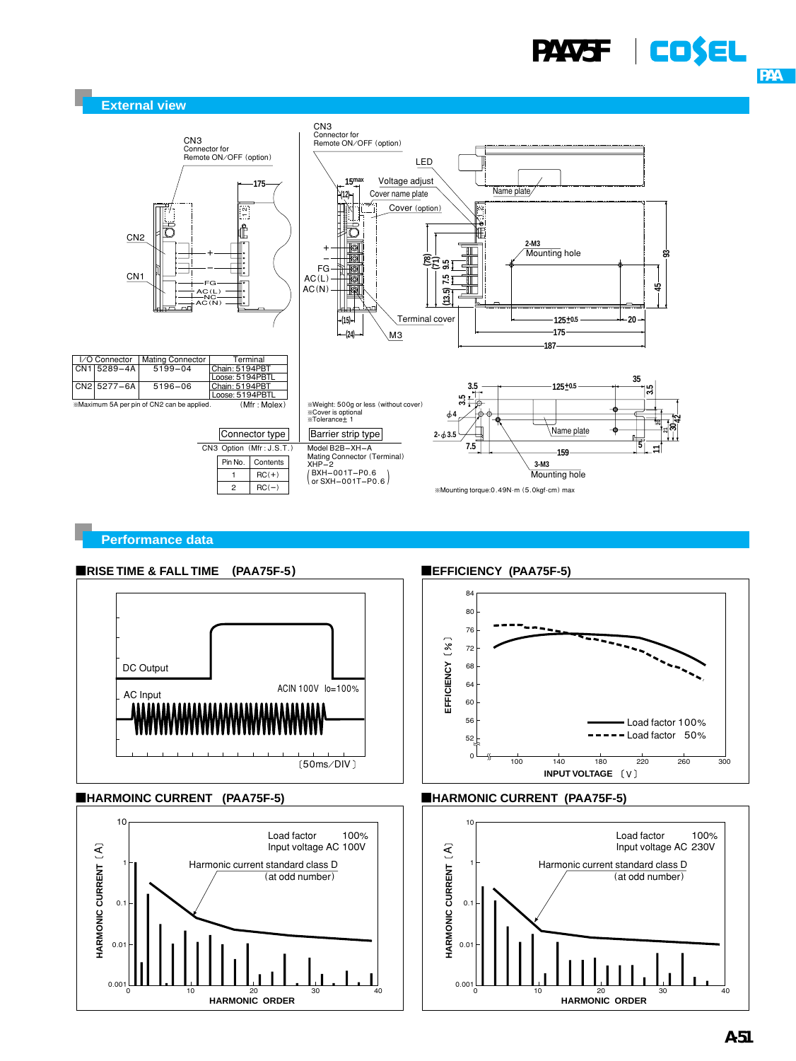## External view

| I/O Connector | | Mating Connector | Terminal |
|---|---|---|---|
| CN1 | 5289−4A | 5199−04 | Chain: 5194PBT<br>Loose: 5194PBTL |
| CN2 | 5277−6A | 5196−06 | Chain: 5194PBT<br>Loose: 5194PBTL |

※Maximum 5A per pin of CN2 can be applied. (Mfr : Molex)

Connector type

CN3 Option (Mfr : J.S.T.)

| Pin No. | Contents |
|---|---|
| 1 | RC(+) |
| 2 | RC(−) |

※Weight: 500g or less (without cover)
※Cover is optional
※Tolerance ± 1

Barrier strip type

Model B2B−XH−A
Mating Connector (Terminal)
XHP−2
(BXH−001T−P0.6 or SXH−001T−P0.6)

※Mounting torque:0.49N·m (5.0kgf·cm) max

## Performance data

### RISE TIME & FALL TIME (PAA75F-5)

### EFFICIENCY (PAA75F-5)

### HARMOINC CURRENT (PAA75F-5)

### HARMONIC CURRENT (PAA75F-5)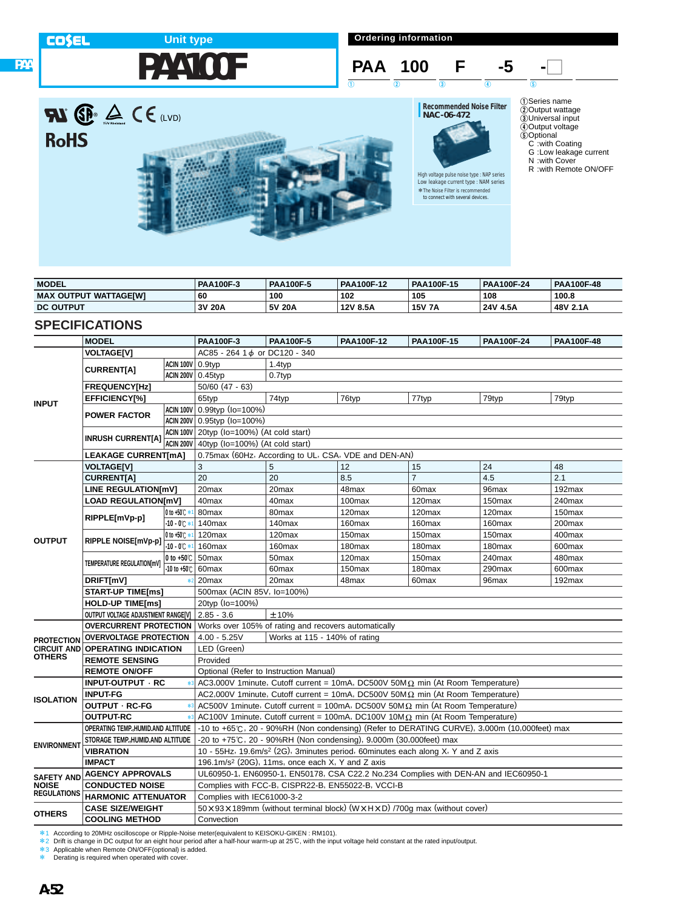COSEL

Unit type

# PAA100F

## Ordering information

PAA 100 F -5 -☐

① ② ③ ④ ⑤

①Series name
②Output wattage
③Universal input
④Output voltage
⑤Optional
C :with Coating
G :Low leakage current
N :with Cover
R :with Remote ON/OFF

(LVD)

RoHS

**Recommended Noise Filter**
**NAC-06-472**

High voltage pulse noise type : NAP series
Low leakage current type : NAM series
*The Noise Filter is recommended to connect with several devices.

| MODEL | PAA100F-3 | PAA100F-5 | PAA100F-12 | PAA100F-15 | PAA100F-24 | PAA100F-48 |
|---|---|---|---|---|---|---|
| MAX OUTPUT WATTAGE[W] | 60 | 100 | 102 | 105 | 108 | 100.8 |
| DC OUTPUT | 3V 20A | 5V 20A | 12V 8.5A | 15V 7A | 24V 4.5A | 48V 2.1A |

## SPECIFICATIONS

| | MODEL | | PAA100F-3 | PAA100F-5 | PAA100F-12 | PAA100F-15 | PAA100F-24 | PAA100F-48 |
|---|---|---|---|---|---|---|---|---|
| INPUT | VOLTAGE[V] | | AC85 - 264 1φ or DC120 - 340 | | | | | |
| | CURRENT[A] | ACIN 100V | 0.9typ | 1.4typ | | | | |
| | | ACIN 200V | 0.45typ | 0.7typ | | | | |
| | FREQUENCY[Hz] | | 50/60 (47 - 63) | | | | | |
| | EFFICIENCY[%] | | 65typ | 74typ | 76typ | 77typ | 79typ | 79typ |
| | POWER FACTOR | ACIN 100V | 0.99typ (Io=100%) | | | | | |
| | | ACIN 200V | 0.95typ (Io=100%) | | | | | |
| | INRUSH CURRENT[A] | ACIN 100V | 20typ (Io=100%) (At cold start) | | | | | |
| | | ACIN 200V | 40typ (Io=100%) (At cold start) | | | | | |
| | LEAKAGE CURRENT[mA] | | 0.75max (60Hz, According to UL, CSA, VDE and DEN-AN) | | | | | |
| OUTPUT | VOLTAGE[V] | | 3 | 5 | 12 | 15 | 24 | 48 |
| | CURRENT[A] | | 20 | 20 | 8.5 | 7 | 4.5 | 2.1 |
| | LINE REGULATION[mV] | | 20max | 20max | 48max | 60max | 96max | 192max |
| | LOAD REGULATION[mV] | | 40max | 40max | 100max | 120max | 150max | 240max |
| | RIPPLE[mVp-p] | 0 to +50℃ *1 | 80max | 80max | 120max | 120max | 120max | 150max |
| | | -10 - 0℃ *1 | 140max | 140max | 160max | 160max | 160max | 200max |
| | RIPPLE NOISE[mVp-p] | 0 to +50℃ *1 | 120max | 120max | 150max | 150max | 150max | 400max |
| | | -10 - 0℃ *1 | 160max | 160max | 180max | 180max | 180max | 600max |
| | TEMPERATURE REGULATION[mV] | 0 to +50℃ | 50max | 50max | 120max | 150max | 240max | 480max |
| | | -10 to +50℃ | 60max | 60max | 150max | 180max | 290max | 600max |
| | DRIFT[mV] | *2 | 20max | 20max | 48max | 60max | 96max | 192max |
| | START-UP TIME[ms] | | 500max (ACIN 85V, Io=100%) | | | | | |
| | HOLD-UP TIME[ms] | | 20typ (Io=100%) | | | | | |
| | OUTPUT VOLTAGE ADJUSTMENT RANGE[V] | | 2.85 - 3.6 | ±10% | | | | |
| PROTECTION CIRCUIT AND OTHERS | OVERCURRENT PROTECTION | | Works over 105% of rating and recovers automatically | | | | | |
| | OVERVOLTAGE PROTECTION | | 4.00 - 5.25V | Works at 115 - 140% of rating | | | | |
| | OPERATING INDICATION | | LED (Green) | | | | | |
| | REMOTE SENSING | | Provided | | | | | |
| | REMOTE ON/OFF | | Optional (Refer to Instruction Manual) | | | | | |
| ISOLATION | INPUT-OUTPUT · RC | *3 | AC3,000V 1minute, Cutoff current = 10mA, DC500V 50MΩ min (At Room Temperature) | | | | | |
| | INPUT-FG | | AC2,000V 1minute, Cutoff current = 10mA, DC500V 50MΩ min (At Room Temperature) | | | | | |
| | OUTPUT · RC-FG | *3 | AC500V 1minute, Cutoff current = 100mA, DC500V 50MΩ min (At Room Temperature) | | | | | |
| | OUTPUT-RC | *3 | AC100V 1minute, Cutoff current = 100mA, DC100V 10MΩ min (At Room Temperature) | | | | | |
| ENVIRONMENT | OPERATING TEMP.,HUMID.AND ALTITUDE | | -10 to +65℃, 20 - 90%RH (Non condensing) (Refer to DERATING CURVE), 3,000m (10,000feet) max | | | | | |
| | STORAGE TEMP.,HUMID.AND ALTITUDE | | -20 to +75℃, 20 - 90%RH (Non condensing), 9,000m (30,000feet) max | | | | | |
| | VIBRATION | | 10 - 55Hz, 19.6m/s² (2G), 3minutes period, 60minutes each along X, Y and Z axis | | | | | |
| | IMPACT | | 196.1m/s² (20G), 11ms, once each X, Y and Z axis | | | | | |
| SAFETY AND NOISE REGULATIONS | AGENCY APPROVALS | | UL60950-1, EN60950-1, EN50178, CSA C22.2 No.234 Complies with DEN-AN and IEC60950-1 | | | | | |
| | CONDUCTED NOISE | | Complies with FCC-B, CISPR22-B, EN55022-B, VCCI-B | | | | | |
| | HARMONIC ATTENUATOR | | Complies with IEC61000-3-2 | | | | | |
| OTHERS | CASE SIZE/WEIGHT | | 50×93×189mm (without terminal block) (W×H×D) /700g max (without cover) | | | | | |
| | COOLING METHOD | | Convection | | | | | |

*1 According to 20MHz oscilloscope or Ripple-Noise meter(equivalent to KEISOKU-GIKEN : RM101).
*2 Drift is change in DC output for an eight hour period after a half-hour warm-up at 25℃, with the input voltage held constant at the rated input/output.
*3 Applicable when Remote ON/OFF(optional) is added.
* Derating is required when operated with cover.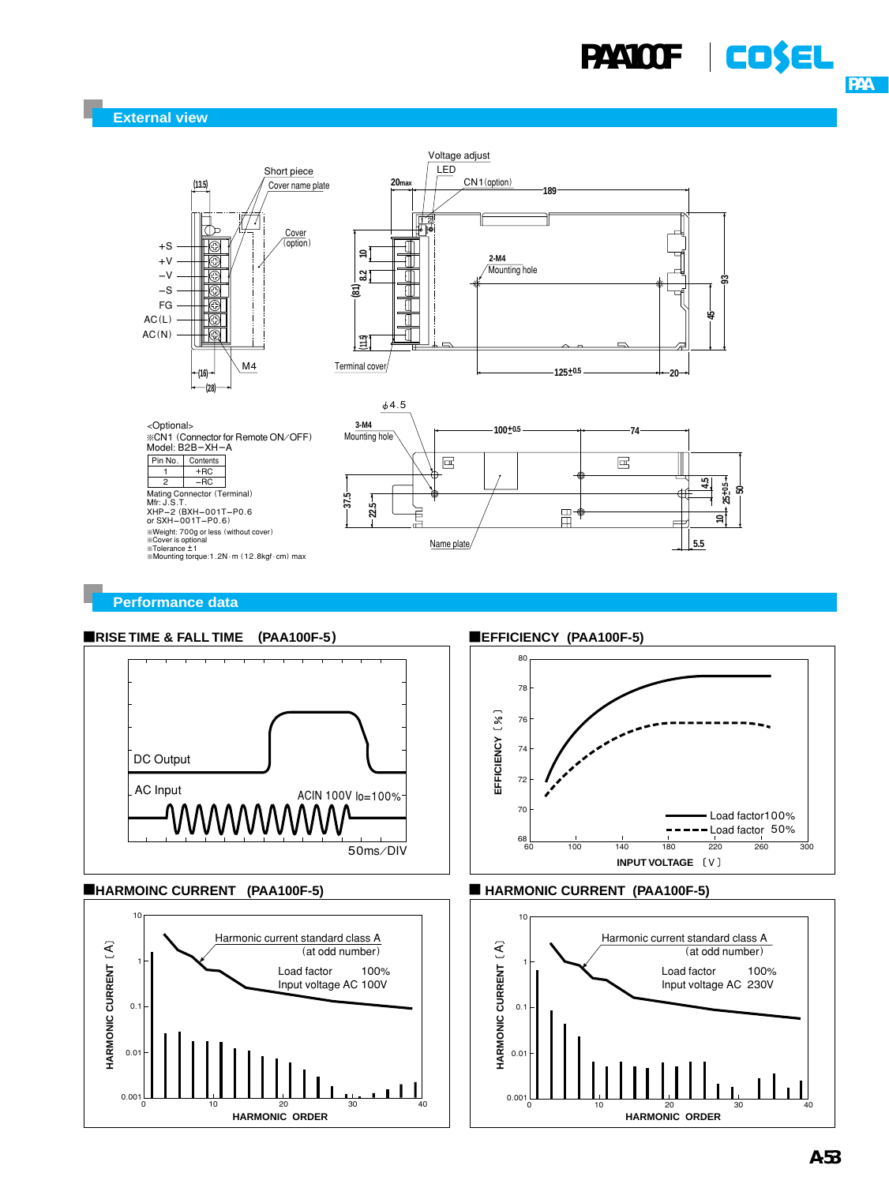## External view

<Optional>

※CN1 (Connector for Remote ON/OFF)
Model: B2B−XH−A

| Pin No. | Contents |
|---|---|
| 1 | +RC |
| 2 | −RC |

Mating Connector (Terminal)
Mfr: J.S.T.
XHP−2 (BXH−001T−P0.6
or SXH−001T−P0.6)

※Weight: 700g or less (without cover)
※Cover is optional
※Tolerance ±1
※Mounting torque:1.2N·m (12.8kgf·cm) max

## Performance data

### RISE TIME & FALL TIME (PAA100F-5)

### EFFICIENCY (PAA100F-5)

### HARMOINC CURRENT (PAA100F-5)

### HARMONIC CURRENT (PAA100F-5)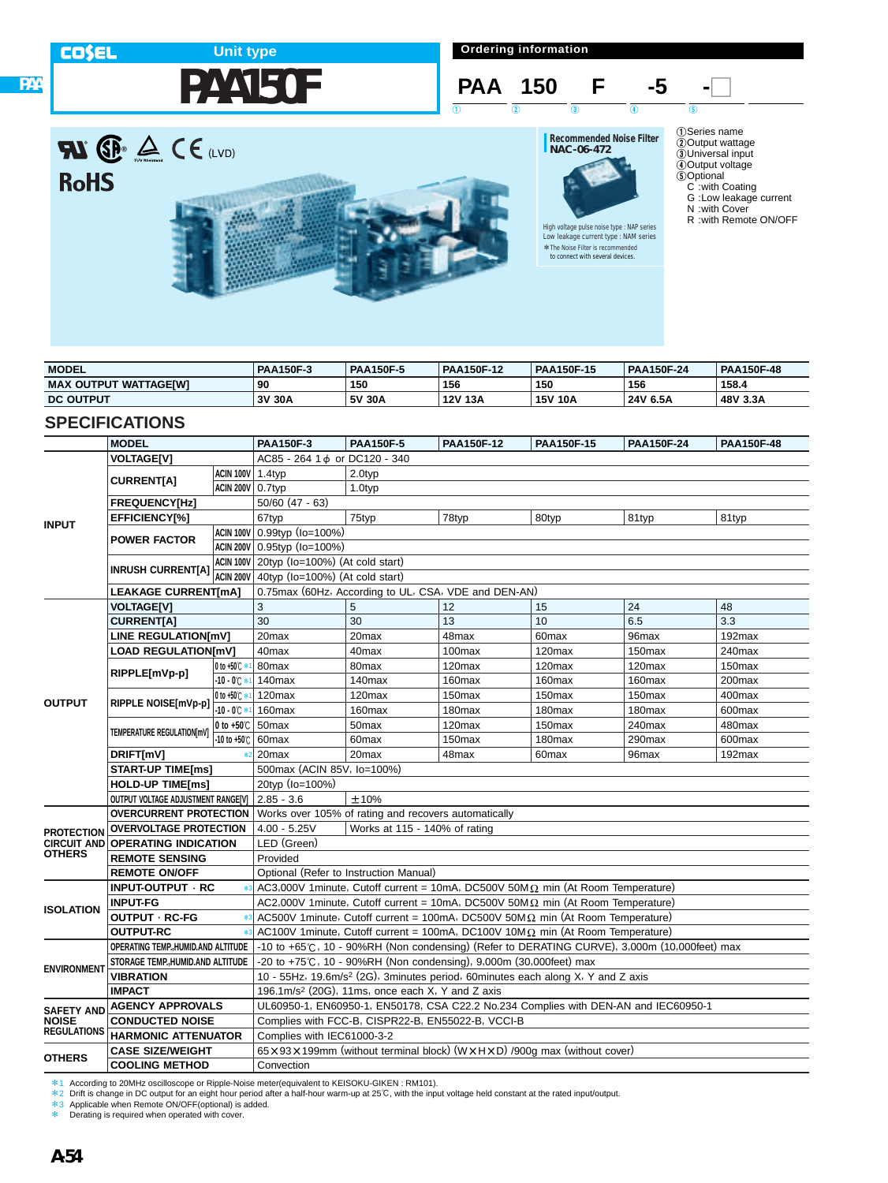COSEL Unit type

# PAA150F

## Ordering information

PAA 150 F -5 -☐

① ② ③ ④ ⑤

①Series name
②Output wattage
③Universal input
④Output voltage
⑤Optional
C :with Coating
G :Low leakage current
N :with Cover
R :with Remote ON/OFF

(LVD) RoHS

**Recommended Noise Filter NAC-06-472**

High voltage pulse noise type : NAP series
Low leakage current type : NAM series
*The Noise Filter is recommended to connect with several devices.

| MODEL | PAA150F-3 | PAA150F-5 | PAA150F-12 | PAA150F-15 | PAA150F-24 | PAA150F-48 |
|---|---|---|---|---|---|---|
| MAX OUTPUT WATTAGE[W] | 90 | 150 | 156 | 150 | 156 | 158.4 |
| DC OUTPUT | 3V 30A | 5V 30A | 12V 13A | 15V 10A | 24V 6.5A | 48V 3.3A |

## SPECIFICATIONS

| | MODEL | | PAA150F-3 | PAA150F-5 | PAA150F-12 | PAA150F-15 | PAA150F-24 | PAA150F-48 |
|---|---|---|---|---|---|---|---|---|
| INPUT | VOLTAGE[V] | | AC85 - 264 1φ or DC120 - 340 | | | | | |
| | CURRENT[A] | ACIN 100V | 1.4typ | 2.0typ | | | | |
| | | ACIN 200V | 0.7typ | 1.0typ | | | | |
| | FREQUENCY[Hz] | | 50/60 (47 - 63) | | | | | |
| | EFFICIENCY[%] | | 67typ | 75typ | 78typ | 80typ | 81typ | 81typ |
| | POWER FACTOR | ACIN 100V | 0.99typ (Io=100%) | | | | | |
| | | ACIN 200V | 0.95typ (Io=100%) | | | | | |
| | INRUSH CURRENT[A] | ACIN 100V | 20typ (Io=100%) (At cold start) | | | | | |
| | | ACIN 200V | 40typ (Io=100%) (At cold start) | | | | | |
| | LEAKAGE CURRENT[mA] | | 0.75max (60Hz, According to UL, CSA, VDE and DEN-AN) | | | | | |
| OUTPUT | VOLTAGE[V] | | 3 | 5 | 12 | 15 | 24 | 48 |
| | CURRENT[A] | | 30 | 30 | 13 | 10 | 6.5 | 3.3 |
| | LINE REGULATION[mV] | | 20max | 20max | 48max | 60max | 96max | 192max |
| | LOAD REGULATION[mV] | | 40max | 40max | 100max | 120max | 150max | 240max |
| | RIPPLE[mVp-p] | 0 to +50℃ *1 | 80max | 80max | 120max | 120max | 120max | 150max |
| | | -10 - 0℃ *1 | 140max | 140max | 160max | 160max | 160max | 200max |
| | RIPPLE NOISE[mVp-p] | 0 to +50℃ *1 | 120max | 120max | 150max | 150max | 150max | 400max |
| | | -10 - 0℃ *1 | 160max | 160max | 180max | 180max | 180max | 600max |
| | TEMPERATURE REGULATION[mV] | 0 to +50℃ | 50max | 50max | 120max | 150max | 240max | 480max |
| | | -10 to +50℃ | 60max | 60max | 150max | 180max | 290max | 600max |
| | DRIFT[mV] | *2 | 20max | 20max | 48max | 60max | 96max | 192max |
| | START-UP TIME[ms] | | 500max (ACIN 85V, Io=100%) | | | | | |
| | HOLD-UP TIME[ms] | | 20typ (Io=100%) | | | | | |
| | OUTPUT VOLTAGE ADJUSTMENT RANGE[V] | | 2.85 - 3.6 | ±10% | | | | |
| PROTECTION CIRCUIT AND OTHERS | OVERCURRENT PROTECTION | | Works over 105% of rating and recovers automatically | | | | | |
| | OVERVOLTAGE PROTECTION | | 4.00 - 5.25V | Works at 115 - 140% of rating | | | | |
| | OPERATING INDICATION | | LED (Green) | | | | | |
| | REMOTE SENSING | | Provided | | | | | |
| | REMOTE ON/OFF | | Optional (Refer to Instruction Manual) | | | | | |
| ISOLATION | INPUT-OUTPUT · RC | *3 | AC3,000V 1minute, Cutoff current = 10mA, DC500V 50MΩ min (At Room Temperature) | | | | | |
| | INPUT-FG | | AC2,000V 1minute, Cutoff current = 10mA, DC500V 50MΩ min (At Room Temperature) | | | | | |
| | OUTPUT · RC-FG | *3 | AC500V 1minute, Cutoff current = 100mA, DC500V 50MΩ min (At Room Temperature) | | | | | |
| | OUTPUT-RC | *3 | AC100V 1minute, Cutoff current = 100mA, DC100V 10MΩ min (At Room Temperature) | | | | | |
| ENVIRONMENT | OPERATING TEMP.,HUMID.AND ALTITUDE | | -10 to +65℃, 10 - 90%RH (Non condensing) (Refer to DERATING CURVE), 3,000m (10,000feet) max | | | | | |
| | STORAGE TEMP.,HUMID.AND ALTITUDE | | -20 to +75℃, 10 - 90%RH (Non condensing), 9,000m (30,000feet) max | | | | | |
| | VIBRATION | | 10 - 55Hz, 19.6m/s² (2G), 3minutes period, 60minutes each along X, Y and Z axis | | | | | |
| | IMPACT | | 196.1m/s² (20G), 11ms, once each X, Y and Z axis | | | | | |
| SAFETY AND NOISE REGULATIONS | AGENCY APPROVALS | | UL60950-1, EN60950-1, EN50178, CSA C22.2 No.234 Complies with DEN-AN and IEC60950-1 | | | | | |
| | CONDUCTED NOISE | | Complies with FCC-B, CISPR22-B, EN55022-B, VCCI-B | | | | | |
| | HARMONIC ATTENUATOR | | Complies with IEC61000-3-2 | | | | | |
| OTHERS | CASE SIZE/WEIGHT | | 65×93×199mm (without terminal block) (W×H×D) /900g max (without cover) | | | | | |
| | COOLING METHOD | | Convection | | | | | |

*1 According to 20MHz oscilloscope or Ripple-Noise meter(equivalent to KEISOKU-GIKEN : RM101).
*2 Drift is change in DC output for an eight hour period after a half-hour warm-up at 25℃, with the input voltage held constant at the rated input/output.
*3 Applicable when Remote ON/OFF(optional) is added.
* Derating is required when operated with cover.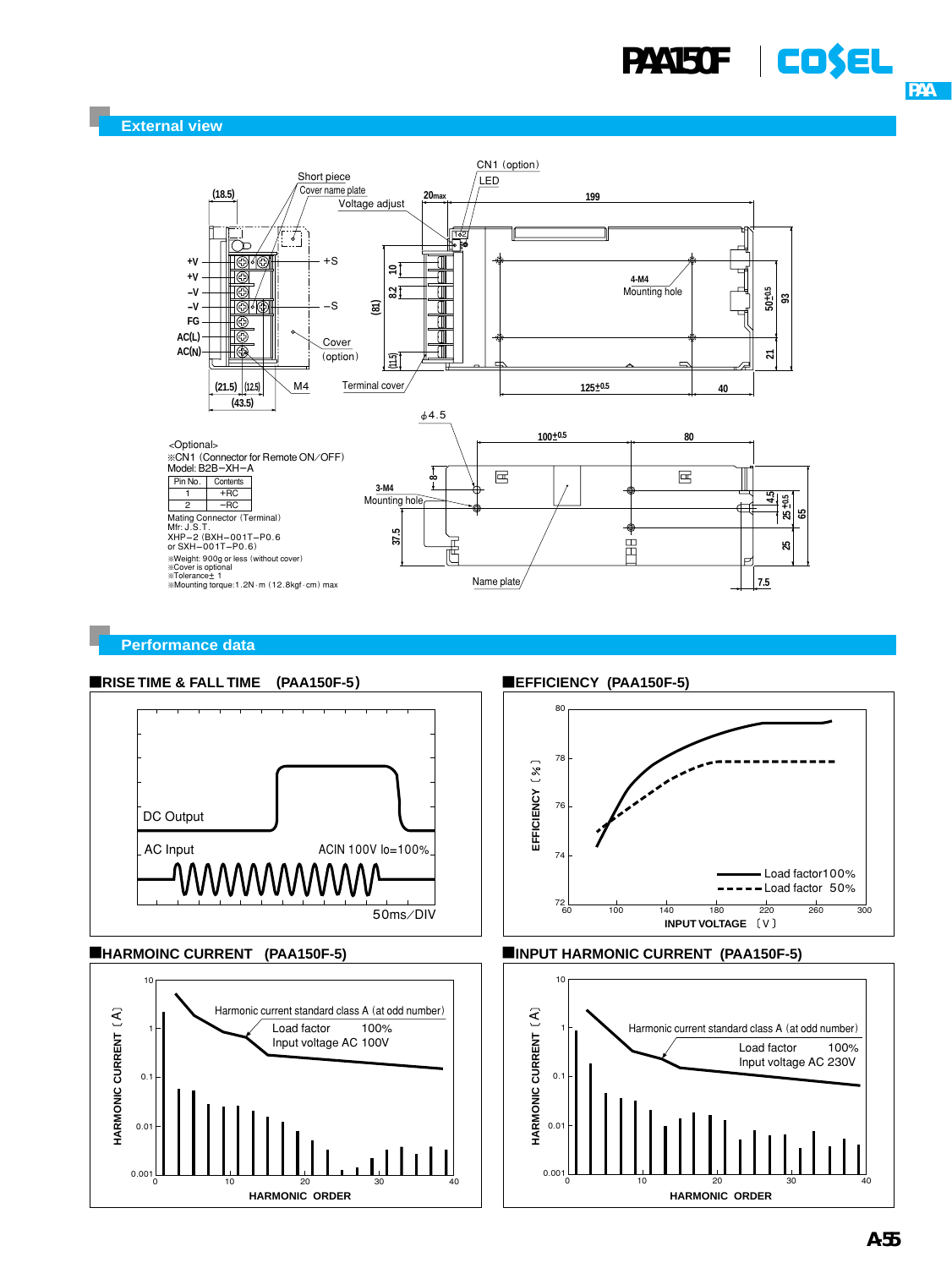## External view

<Optional>
※CN1 (Connector for Remote ON/OFF)
Model: B2B−XH−A

| Pin No. | Contents |
|---|---|
| 1 | +RC |
| 2 | −RC |

Mating Connector (Terminal)
Mfr: J.S.T.
XHP−2 (BXH−001T−P0.6
or SXH−001T−P0.6)

※Weight: 900g or less (without cover)
※Cover is optional
※Tolerance±1
※Mounting torque:1.2N·m (12.8kgf·cm) max

## Performance data

### RISE TIME & FALL TIME (PAA150F-5)

### EFFICIENCY (PAA150F-5)

### HARMOINC CURRENT (PAA150F-5)

### INPUT HARMONIC CURRENT (PAA150F-5)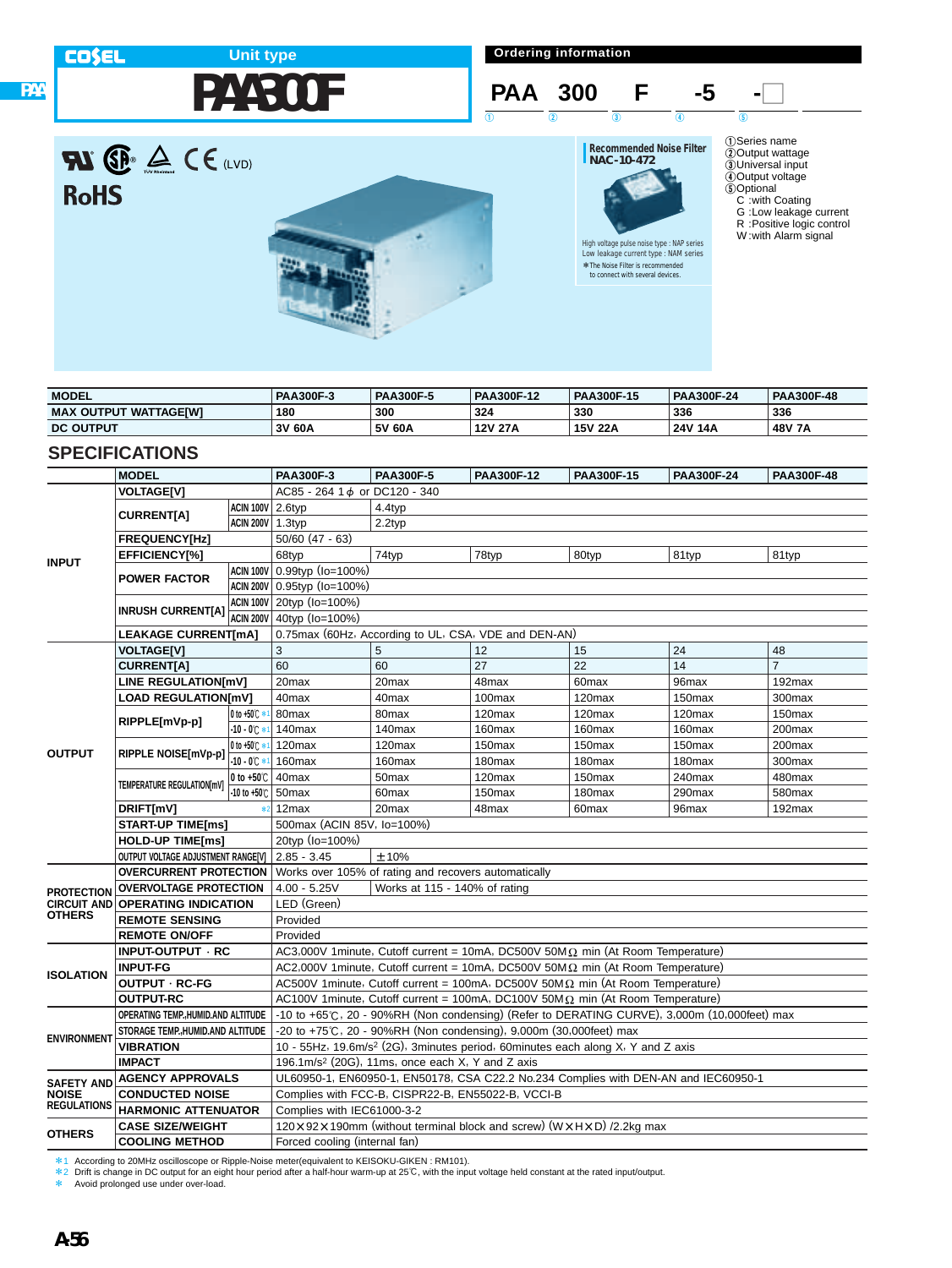# PAA300F

COSEL Unit type

## Ordering information

PAA 300 F -5 -□

① ② ③ ④ ⑤

①Series name
②Output wattage
③Universal input
④Output voltage
⑤Optional
C :with Coating
G :Low leakage current
R :Positive logic control
W :with Alarm signal

(LVD)

RoHS

**Recommended Noise Filter**
**NAC-10-472**

High voltage pulse noise type : NAP series
Low leakage current type : NAM series
＊The Noise Filter is recommended to connect with several devices.

| MODEL | PAA300F-3 | PAA300F-5 | PAA300F-12 | PAA300F-15 | PAA300F-24 | PAA300F-48 |
|---|---|---|---|---|---|---|
| MAX OUTPUT WATTAGE[W] | 180 | 300 | 324 | 330 | 336 | 336 |
| DC OUTPUT | 3V 60A | 5V 60A | 12V 27A | 15V 22A | 24V 14A | 48V 7A |

## SPECIFICATIONS

| | MODEL | | PAA300F-3 | PAA300F-5 | PAA300F-12 | PAA300F-15 | PAA300F-24 | PAA300F-48 |
|---|---|---|---|---|---|---|---|---|
| INPUT | VOLTAGE[V] | | AC85 - 264 1φ or DC120 - 340 | | | | | |
| | CURRENT[A] | ACIN 100V | 2.6typ | 4.4typ | | | | |
| | | ACIN 200V | 1.3typ | 2.2typ | | | | |
| | FREQUENCY[Hz] | | 50/60 (47 - 63) | | | | | |
| | EFFICIENCY[%] | | 68typ | 74typ | 78typ | 80typ | 81typ | 81typ |
| | POWER FACTOR | ACIN 100V | 0.99typ (Io=100%) | | | | | |
| | | ACIN 200V | 0.95typ (Io=100%) | | | | | |
| | INRUSH CURRENT[A] | ACIN 100V | 20typ (Io=100%) | | | | | |
| | | ACIN 200V | 40typ (Io=100%) | | | | | |
| | LEAKAGE CURRENT[mA] | | 0.75max (60Hz, According to UL, CSA, VDE and DEN-AN) | | | | | |
| OUTPUT | VOLTAGE[V] | | 3 | 5 | 12 | 15 | 24 | 48 |
| | CURRENT[A] | | 60 | 60 | 27 | 22 | 14 | 7 |
| | LINE REGULATION[mV] | | 20max | 20max | 48max | 60max | 96max | 192max |
| | LOAD REGULATION[mV] | | 40max | 40max | 100max | 120max | 150max | 300max |
| | RIPPLE[mVp-p] | 0 to +50℃ ＊1 | 80max | 80max | 120max | 120max | 120max | 150max |
| | | -10 - 0℃ ＊1 | 140max | 140max | 160max | 160max | 160max | 200max |
| | RIPPLE NOISE[mVp-p] | 0 to +50℃ ＊1 | 120max | 120max | 150max | 150max | 150max | 200max |
| | | -10 - 0℃ ＊1 | 160max | 160max | 180max | 180max | 180max | 300max |
| | TEMPERATURE REGULATION[mV] | 0 to +50℃ | 40max | 50max | 120max | 150max | 240max | 480max |
| | | -10 to +50℃ | 50max | 60max | 150max | 180max | 290max | 580max |
| | DRIFT[mV] | ＊2 | 12max | 20max | 48max | 60max | 96max | 192max |
| | START-UP TIME[ms] | | 500max (ACIN 85V, Io=100%) | | | | | |
| | HOLD-UP TIME[ms] | | 20typ (Io=100%) | | | | | |
| | OUTPUT VOLTAGE ADJUSTMENT RANGE[V] | | 2.85 - 3.45 | ±10% | | | | |
| PROTECTION CIRCUIT AND OTHERS | OVERCURRENT PROTECTION | | Works over 105% of rating and recovers automatically | | | | | |
| | OVERVOLTAGE PROTECTION | | 4.00 - 5.25V | Works at 115 - 140% of rating | | | | |
| | OPERATING INDICATION | | LED (Green) | | | | | |
| | REMOTE SENSING | | Provided | | | | | |
| | REMOTE ON/OFF | | Provided | | | | | |
| ISOLATION | INPUT-OUTPUT · RC | | AC3,000V 1minute, Cutoff current = 10mA, DC500V 50MΩ min (At Room Temperature) | | | | | |
| | INPUT-FG | | AC2,000V 1minute, Cutoff current = 10mA, DC500V 50MΩ min (At Room Temperature) | | | | | |
| | OUTPUT · RC-FG | | AC500V 1minute, Cutoff current = 100mA, DC500V 50MΩ min (At Room Temperature) | | | | | |
| | OUTPUT-RC | | AC100V 1minute, Cutoff current = 100mA, DC100V 50MΩ min (At Room Temperature) | | | | | |
| ENVIRONMENT | OPERATING TEMP.,HUMID.AND ALTITUDE | | -10 to +65℃, 20 - 90%RH (Non condensing) (Refer to DERATING CURVE), 3,000m (10,000feet) max | | | | | |
| | STORAGE TEMP.,HUMID.AND ALTITUDE | | -20 to +75℃, 20 - 90%RH (Non condensing), 9,000m (30,000feet) max | | | | | |
| | VIBRATION | | 10 - 55Hz, 19.6m/s² (2G), 3minutes period, 60minutes each along X, Y and Z axis | | | | | |
| | IMPACT | | 196.1m/s² (20G), 11ms, once each X, Y and Z axis | | | | | |
| SAFETY AND NOISE REGULATIONS | AGENCY APPROVALS | | UL60950-1, EN60950-1, EN50178, CSA C22.2 No.234 Complies with DEN-AN and IEC60950-1 | | | | | |
| | CONDUCTED NOISE | | Complies with FCC-B, CISPR22-B, EN55022-B, VCCI-B | | | | | |
| | HARMONIC ATTENUATOR | | Complies with IEC61000-3-2 | | | | | |
| OTHERS | CASE SIZE/WEIGHT | | 120×92×190mm (without terminal block and screw) (W×H×D) /2.2kg max | | | | | |
| | COOLING METHOD | | Forced cooling (internal fan) | | | | | |

＊1 According to 20MHz oscilloscope or Ripple-Noise meter(equivalent to KEISOKU-GIKEN : RM101).
＊2 Drift is change in DC output for an eight hour period after a half-hour warm-up at 25℃, with the input voltage held constant at the rated input/output.
＊ Avoid prolonged use under over-load.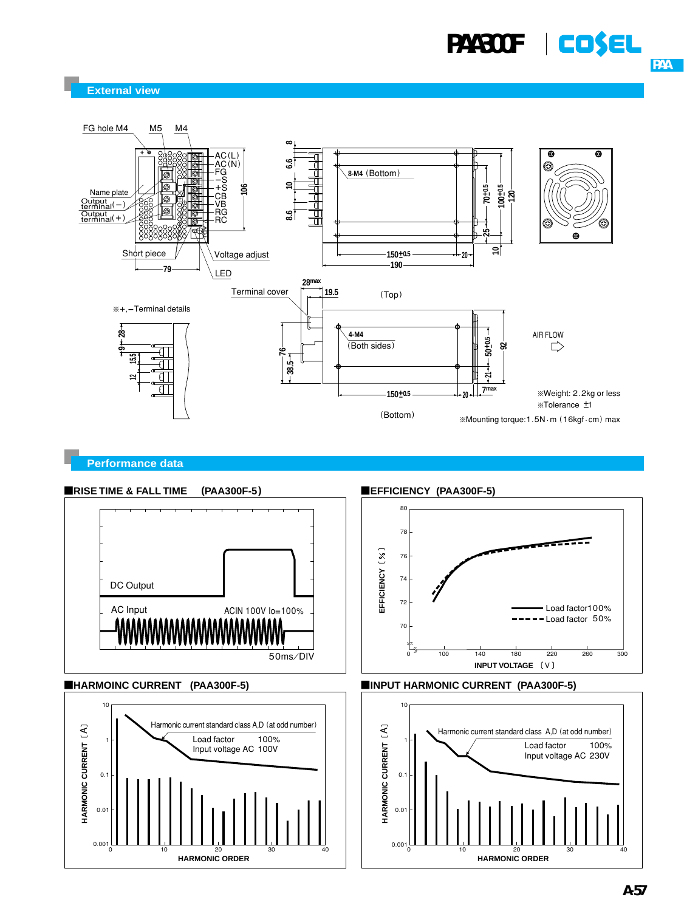## External view

FG hole M4 M5 M4

AC(L)
AC(N)
FG
−S
+S
CB
VB
RG
RC

Name plate
Output terminal(−)
Output terminal(+)

Short piece
Voltage adjust
LED
Terminal cover

8-M4 (Bottom)

(Top)

4-M4 (Both sides)

(Bottom)

※+,−Terminal details

AIR FLOW

※Weight: 2.2kg or less
※Tolerance ±1
※Mounting torque: 1.5N·m (16kgf·cm) max

## Performance data

### ■RISE TIME & FALL TIME (PAA300F-5)

DC Output
AC Input
ACIN 100V Io=100%
50ms/DIV

### ■EFFICIENCY (PAA300F-5)

EFFICIENCY [%]
INPUT VOLTAGE [V]
Load factor 100%
Load factor 50%

### ■HARMOINC CURRENT (PAA300F-5)

Harmonic current standard class A,D (at odd number)
Load factor 100%
Input voltage AC 100V
HARMONIC CURRENT [A]
HARMONIC ORDER

### ■INPUT HARMONIC CURRENT (PAA300F-5)

Harmonic current standard class A,D (at odd number)
Load factor 100%
Input voltage AC 230V
HARMONIC CURRENT [A]
HARMONIC ORDER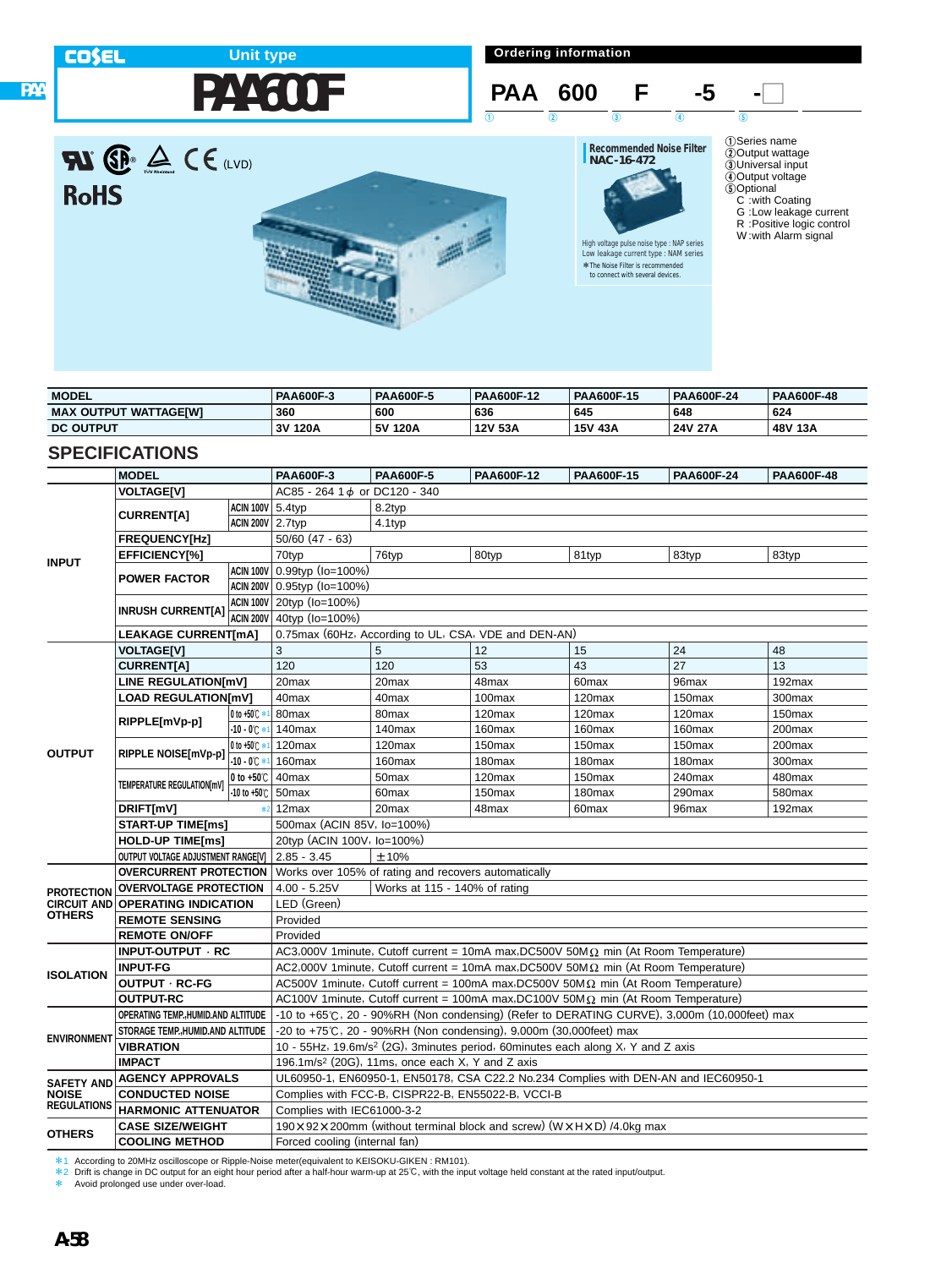COSEL Unit type

# PAA600F

## Ordering information

PAA 600 F -5 -□

① ② ③ ④ ⑤

①Series name
②Output wattage
③Universal input
④Output voltage
⑤Optional
C :with Coating
G :Low leakage current
R :Positive logic control
W :with Alarm signal

UL CSA TÜV CE (LVD)

RoHS

**Recommended Noise Filter NAC-16-472**

High voltage pulse noise type : NAP series
Low leakage current type : NAM series
*The Noise Filter is recommended to connect with several devices.

| MODEL | PAA600F-3 | PAA600F-5 | PAA600F-12 | PAA600F-15 | PAA600F-24 | PAA600F-48 |
|---|---|---|---|---|---|---|
| MAX OUTPUT WATTAGE[W] | 360 | 600 | 636 | 645 | 648 | 624 |
| DC OUTPUT | 3V 120A | 5V 120A | 12V 53A | 15V 43A | 24V 27A | 48V 13A |

## SPECIFICATIONS

| | MODEL | | PAA600F-3 | PAA600F-5 | PAA600F-12 | PAA600F-15 | PAA600F-24 | PAA600F-48 |
|---|---|---|---|---|---|---|---|---|
| INPUT | VOLTAGE[V] | | AC85 - 264 1φ or DC120 - 340 | | | | | |
| | CURRENT[A] | ACIN 100V | 5.4typ | 8.2typ | | | | |
| | | ACIN 200V | 2.7typ | 4.1typ | | | | |
| | FREQUENCY[Hz] | | 50/60 (47 - 63) | | | | | |
| | EFFICIENCY[%] | | 70typ | 76typ | 80typ | 81typ | 83typ | 83typ |
| | POWER FACTOR | ACIN 100V | 0.99typ (Io=100%) | | | | | |
| | | ACIN 200V | 0.95typ (Io=100%) | | | | | |
| | INRUSH CURRENT[A] | ACIN 100V | 20typ (Io=100%) | | | | | |
| | | ACIN 200V | 40typ (Io=100%) | | | | | |
| | LEAKAGE CURRENT[mA] | | 0.75max (60Hz, According to UL, CSA, VDE and DEN-AN) | | | | | |
| OUTPUT | VOLTAGE[V] | | 3 | 5 | 12 | 15 | 24 | 48 |
| | CURRENT[A] | | 120 | 120 | 53 | 43 | 27 | 13 |
| | LINE REGULATION[mV] | | 20max | 20max | 48max | 60max | 96max | 192max |
| | LOAD REGULATION[mV] | | 40max | 40max | 100max | 120max | 150max | 300max |
| | RIPPLE[mVp-p] | 0 to +50℃ *1 | 80max | 80max | 120max | 120max | 120max | 150max |
| | | -10 - 0℃ *1 | 140max | 140max | 160max | 160max | 160max | 200max |
| | RIPPLE NOISE[mVp-p] | 0 to +50℃ *1 | 120max | 120max | 150max | 150max | 150max | 200max |
| | | -10 - 0℃ *1 | 160max | 160max | 180max | 180max | 180max | 300max |
| | TEMPERATURE REGULATION[mV] | 0 to +50℃ | 40max | 50max | 120max | 150max | 240max | 480max |
| | | -10 to +50℃ | 50max | 60max | 150max | 180max | 290max | 580max |
| | DRIFT[mV] | *2 | 12max | 20max | 48max | 60max | 96max | 192max |
| | START-UP TIME[ms] | | 500max (ACIN 85V, Io=100%) | | | | | |
| | HOLD-UP TIME[ms] | | 20typ (ACIN 100V, Io=100%) | | | | | |
| | OUTPUT VOLTAGE ADJUSTMENT RANGE[V] | | 2.85 - 3.45 | ±10% | | | | |
| PROTECTION CIRCUIT AND OTHERS | OVERCURRENT PROTECTION | | Works over 105% of rating and recovers automatically | | | | | |
| | OVERVOLTAGE PROTECTION | | 4.00 - 5.25V | Works at 115 - 140% of rating | | | | |
| | OPERATING INDICATION | | LED (Green) | | | | | |
| | REMOTE SENSING | | Provided | | | | | |
| | REMOTE ON/OFF | | Provided | | | | | |
| ISOLATION | INPUT-OUTPUT · RC | | AC3,000V 1minute, Cutoff current = 10mA max,DC500V 50MΩ min (At Room Temperature) | | | | | |
| | INPUT-FG | | AC2,000V 1minute, Cutoff current = 10mA max,DC500V 50MΩ min (At Room Temperature) | | | | | |
| | OUTPUT · RC-FG | | AC500V 1minute, Cutoff current = 100mA max,DC500V 50MΩ min (At Room Temperature) | | | | | |
| | OUTPUT-RC | | AC100V 1minute, Cutoff current = 100mA max,DC100V 50MΩ min (At Room Temperature) | | | | | |
| ENVIRONMENT | OPERATING TEMP.,HUMID.AND ALTITUDE | | -10 to +65℃, 20 - 90%RH (Non condensing) (Refer to DERATING CURVE), 3,000m (10,000feet) max | | | | | |
| | STORAGE TEMP.,HUMID.AND ALTITUDE | | -20 to +75℃, 20 - 90%RH (Non condensing), 9,000m (30,000feet) max | | | | | |
| | VIBRATION | | 10 - 55Hz, 19.6m/s² (2G), 3minutes period, 60minutes each along X, Y and Z axis | | | | | |
| | IMPACT | | 196.1m/s² (20G), 11ms, once each X, Y and Z axis | | | | | |
| SAFETY AND NOISE REGULATIONS | AGENCY APPROVALS | | UL60950-1, EN60950-1, EN50178, CSA C22.2 No.234 Complies with DEN-AN and IEC60950-1 | | | | | |
| | CONDUCTED NOISE | | Complies with FCC-B, CISPR22-B, EN55022-B, VCCI-B | | | | | |
| | HARMONIC ATTENUATOR | | Complies with IEC61000-3-2 | | | | | |
| OTHERS | CASE SIZE/WEIGHT | | 190×92×200mm (without terminal block and screw) (W×H×D) /4.0kg max | | | | | |
| | COOLING METHOD | | Forced cooling (internal fan) | | | | | |

*1 According to 20MHz oscilloscope or Ripple-Noise meter(equivalent to KEISOKU-GIKEN : RM101).
*2 Drift is change in DC output for an eight hour period after a half-hour warm-up at 25℃, with the input voltage held constant at the rated input/output.
* Avoid prolonged use under over-load.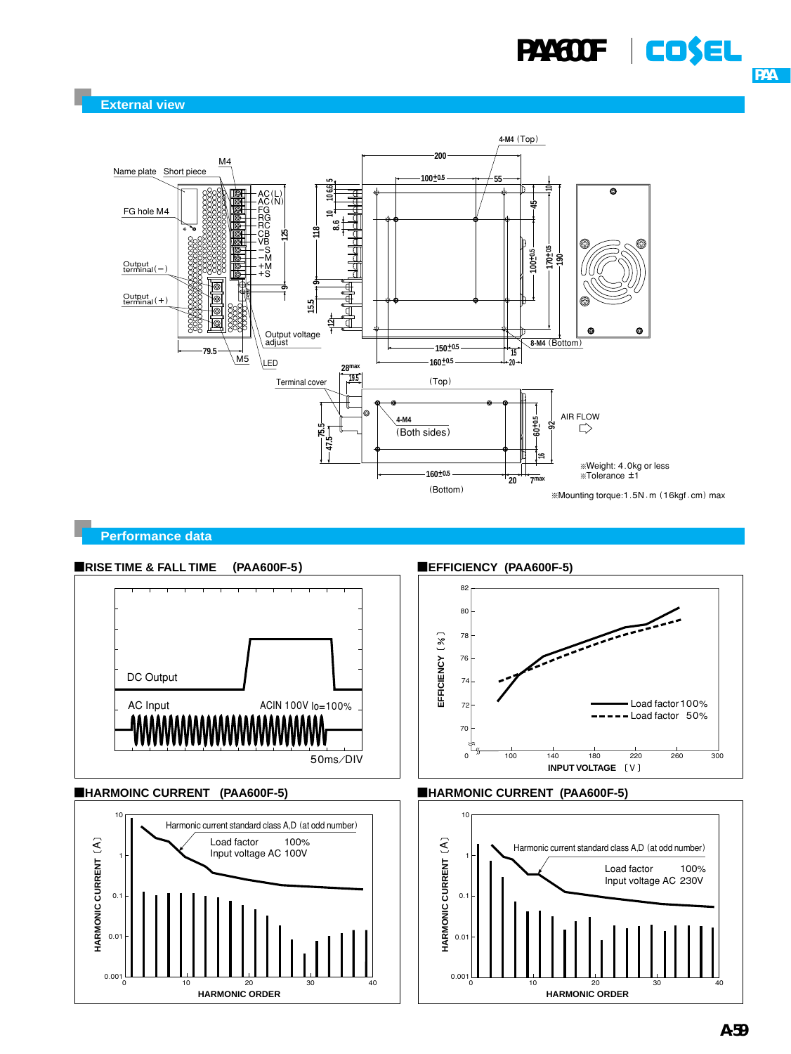## External view

Name plate　Short piece

M4

FG hole M4

Output terminal (−)

Output terminal (+)

AC (L)
AC (N)
FG
RG
RC
CB
VB
−S
−M
+M
+S

Output voltage adjust

79.5

M5

LED

4-M4 (Top)

200

100±0.5

55

150±0.5

160±0.5

15

20

8-M4 (Bottom)

100±0.5

170±0.5

190

45

10

125

118

10.6

6.5

10

8.6

9

9

15.5

12

28max

19.5

Terminal cover

(Top)

4-M4 (Both sides)

75.5

47.5

60±0.5

92

16

160±0.5

20

7max

(Bottom)

AIR FLOW

※Weight: 4.0kg or less
※Tolerance ±1

※Mounting torque: 1.5N·m (16kgf·cm) max

## Performance data

### RISE TIME & FALL TIME (PAA600F-5)

DC Output

AC Input

ACIN 100V Io=100%

50ms/DIV

### EFFICIENCY (PAA600F-5)

EFFICIENCY [%]

INPUT VOLTAGE [V]

Load factor 100%

Load factor 50%

82, 80, 78, 76, 74, 72, 70, 0

100, 140, 180, 220, 260, 300

### HARMOINC CURRENT (PAA600F-5)

Harmonic current standard class A,D (at odd number)

Load factor 100%
Input voltage AC 100V

HARMONIC CURRENT [A]

HARMONIC ORDER

10, 1, 0.1, 0.01, 0.001

0, 10, 20, 30, 40

### HARMONIC CURRENT (PAA600F-5)

Harmonic current standard class A,D (at odd number)

Load factor 100%
Input voltage AC 230V

HARMONIC CURRENT [A]

HARMONIC ORDER

10, 1, 0.1, 0.01, 0.001

0, 10, 20, 30, 40